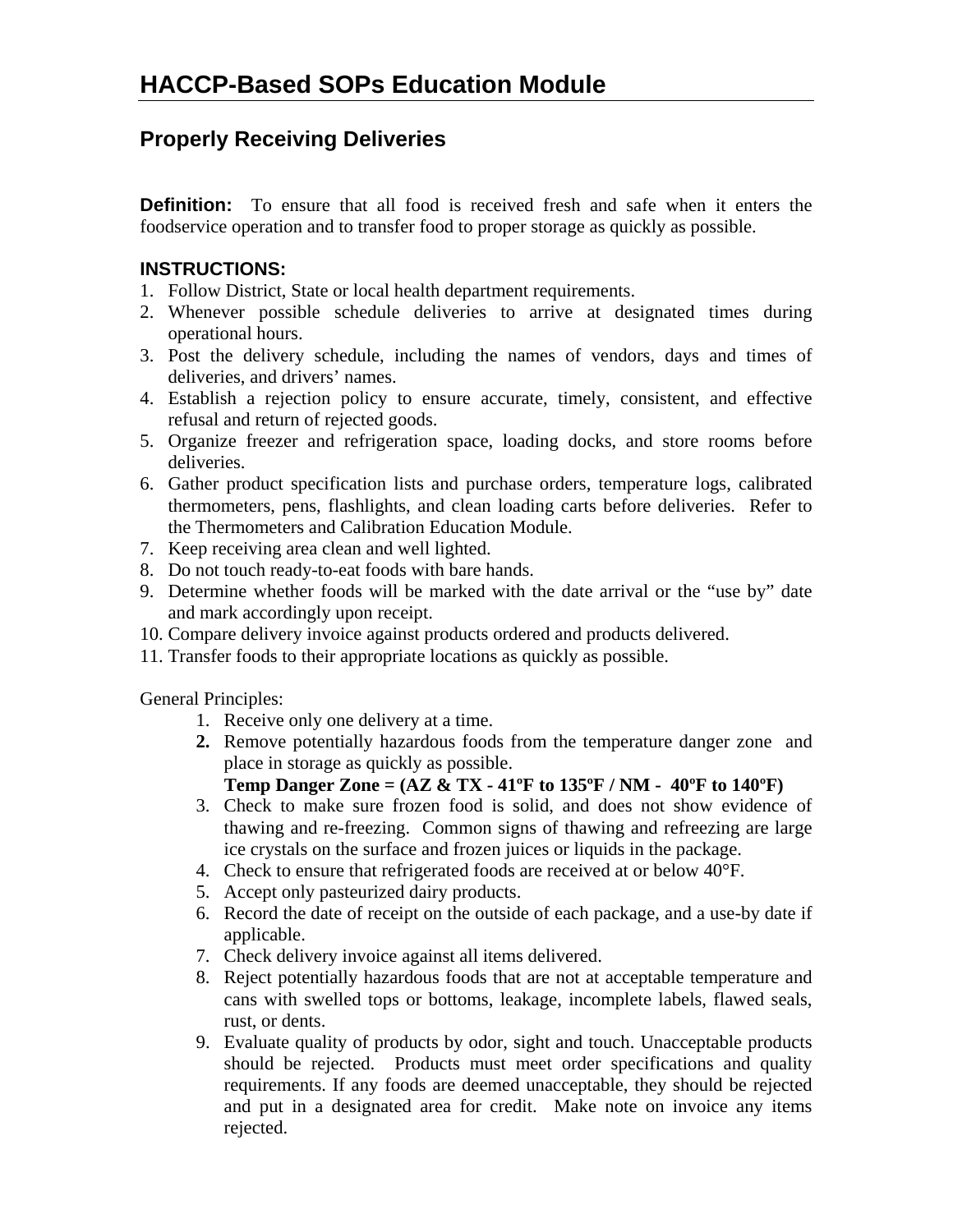# HACCP-Based SOPs Education Module

## Properly Receiving Deliveries

**Definition:** To ensure that all food is received fresh and safe when it enters the foodservice operation and to transfer food to proper storage as quickly as possible.

**INSTRUCTIONS:**

1. Follow District, State or local health department requirements.
2. Whenever possible schedule deliveries to arrive at designated times during operational hours.
3. Post the delivery schedule, including the names of vendors, days and times of deliveries, and drivers' names.
4. Establish a rejection policy to ensure accurate, timely, consistent, and effective refusal and return of rejected goods.
5. Organize freezer and refrigeration space, loading docks, and store rooms before deliveries.
6. Gather product specification lists and purchase orders, temperature logs, calibrated thermometers, pens, flashlights, and clean loading carts before deliveries. Refer to the Thermometers and Calibration Education Module.
7. Keep receiving area clean and well lighted.
8. Do not touch ready-to-eat foods with bare hands.
9. Determine whether foods will be marked with the date arrival or the "use by" date and mark accordingly upon receipt.
10. Compare delivery invoice against products ordered and products delivered.
11. Transfer foods to their appropriate locations as quickly as possible.

General Principles:

1. Receive only one delivery at a time.
2. Remove potentially hazardous foods from the temperature danger zone and place in storage as quickly as possible.
   **Temp Danger Zone = (AZ & TX - 41ºF to 135ºF / NM - 40ºF to 140ºF)**
3. Check to make sure frozen food is solid, and does not show evidence of thawing and re-freezing. Common signs of thawing and refreezing are large ice crystals on the surface and frozen juices or liquids in the package.
4. Check to ensure that refrigerated foods are received at or below 40°F.
5. Accept only pasteurized dairy products.
6. Record the date of receipt on the outside of each package, and a use-by date if applicable.
7. Check delivery invoice against all items delivered.
8. Reject potentially hazardous foods that are not at acceptable temperature and cans with swelled tops or bottoms, leakage, incomplete labels, flawed seals, rust, or dents.
9. Evaluate quality of products by odor, sight and touch. Unacceptable products should be rejected. Products must meet order specifications and quality requirements. If any foods are deemed unacceptable, they should be rejected and put in a designated area for credit. Make note on invoice any items rejected.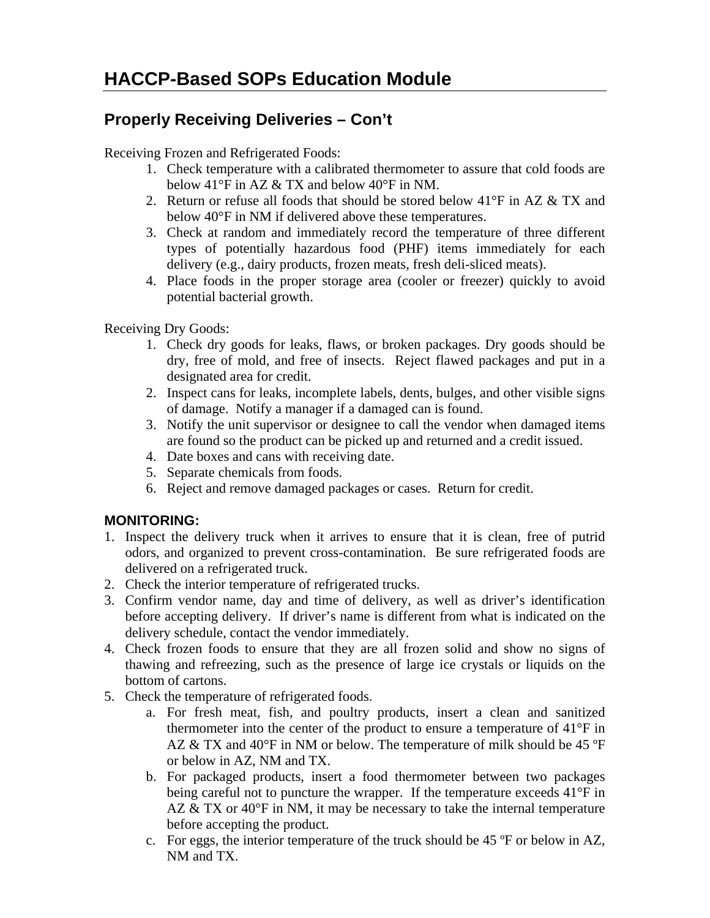# HACCP-Based SOPs Education Module

## Properly Receiving Deliveries – Con't

Receiving Frozen and Refrigerated Foods:

1. Check temperature with a calibrated thermometer to assure that cold foods are below 41°F in AZ & TX and below 40°F in NM.
2. Return or refuse all foods that should be stored below 41°F in AZ & TX and below 40°F in NM if delivered above these temperatures.
3. Check at random and immediately record the temperature of three different types of potentially hazardous food (PHF) items immediately for each delivery (e.g., dairy products, frozen meats, fresh deli-sliced meats).
4. Place foods in the proper storage area (cooler or freezer) quickly to avoid potential bacterial growth.

Receiving Dry Goods:

1. Check dry goods for leaks, flaws, or broken packages. Dry goods should be dry, free of mold, and free of insects. Reject flawed packages and put in a designated area for credit.
2. Inspect cans for leaks, incomplete labels, dents, bulges, and other visible signs of damage. Notify a manager if a damaged can is found.
3. Notify the unit supervisor or designee to call the vendor when damaged items are found so the product can be picked up and returned and a credit issued.
4. Date boxes and cans with receiving date.
5. Separate chemicals from foods.
6. Reject and remove damaged packages or cases. Return for credit.

### MONITORING:

1. Inspect the delivery truck when it arrives to ensure that it is clean, free of putrid odors, and organized to prevent cross-contamination. Be sure refrigerated foods are delivered on a refrigerated truck.
2. Check the interior temperature of refrigerated trucks.
3. Confirm vendor name, day and time of delivery, as well as driver's identification before accepting delivery. If driver's name is different from what is indicated on the delivery schedule, contact the vendor immediately.
4. Check frozen foods to ensure that they are all frozen solid and show no signs of thawing and refreezing, such as the presence of large ice crystals or liquids on the bottom of cartons.
5. Check the temperature of refrigerated foods.
   a. For fresh meat, fish, and poultry products, insert a clean and sanitized thermometer into the center of the product to ensure a temperature of 41°F in AZ & TX and 40°F in NM or below. The temperature of milk should be 45 ºF or below in AZ, NM and TX.
   b. For packaged products, insert a food thermometer between two packages being careful not to puncture the wrapper. If the temperature exceeds 41°F in AZ & TX or 40°F in NM, it may be necessary to take the internal temperature before accepting the product.
   c. For eggs, the interior temperature of the truck should be 45 ºF or below in AZ, NM and TX.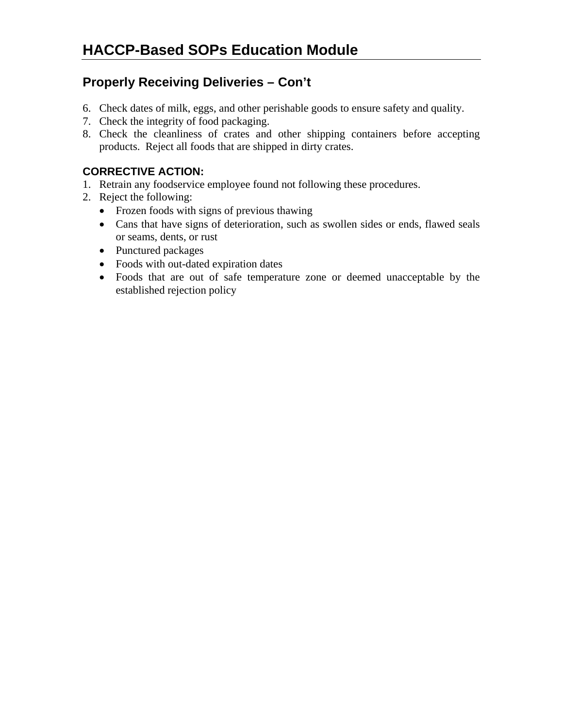## Properly Receiving Deliveries – Con't

6. Check dates of milk, eggs, and other perishable goods to ensure safety and quality.
7. Check the integrity of food packaging.
8. Check the cleanliness of crates and other shipping containers before accepting products. Reject all foods that are shipped in dirty crates.

**CORRECTIVE ACTION:**

1. Retrain any foodservice employee found not following these procedures.
2. Reject the following:
   - Frozen foods with signs of previous thawing
   - Cans that have signs of deterioration, such as swollen sides or ends, flawed seals or seams, dents, or rust
   - Punctured packages
   - Foods with out-dated expiration dates
   - Foods that are out of safe temperature zone or deemed unacceptable by the established rejection policy